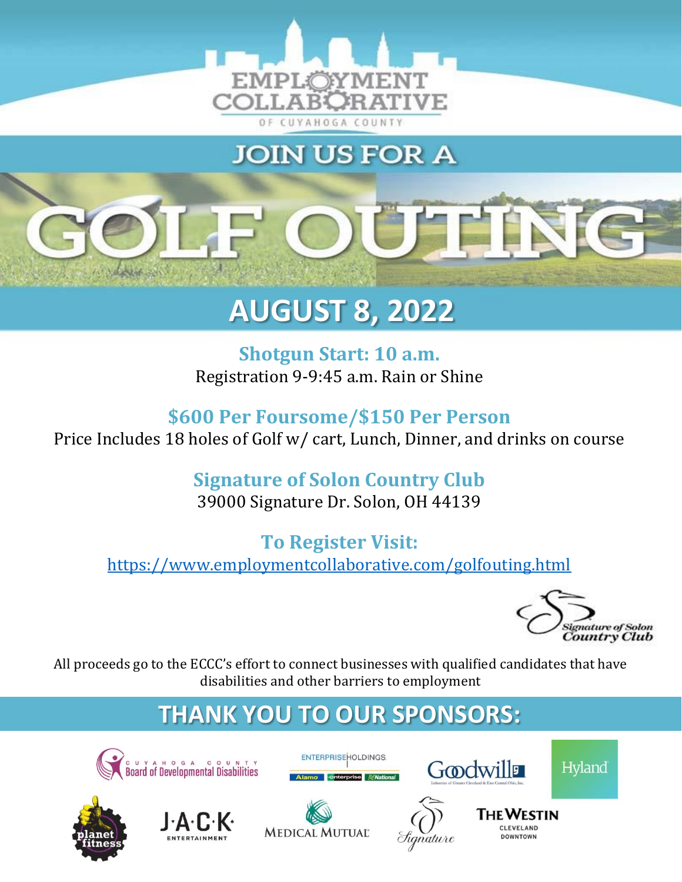# EMPLOYMENT COLLABORATIVE OF CUYAHOGA COUNTY

## JOIN US FOR A

# GOLF OUTING

## AUGUST 8, 2022

**Shotgun Start: 10 a.m.**

Registration 9-9:45 a.m. Rain or Shine

**$600 Per Foursome/$150 Per Person**

Price Includes 18 holes of Golf w/ cart, Lunch, Dinner, and drinks on course

**Signature of Solon Country Club**

39000 Signature Dr. Solon, OH 44139

**To Register Visit:**

https://www.employmentcollaborative.com/golfouting.html

Signature of Solon Country Club

All proceeds go to the ECCC's effort to connect businesses with qualified candidates that have disabilities and other barriers to employment

## THANK YOU TO OUR SPONSORS:

- Cuyahoga County Board of Developmental Disabilities
- Enterprise Holdings (Alamo, Enterprise, National)
- Goodwill Industries of Greater Cleveland & East Central Ohio, Inc.
- Hyland
- Planet Fitness
- JACK Entertainment
- Medical Mutual
- Signature
- The Westin Cleveland Downtown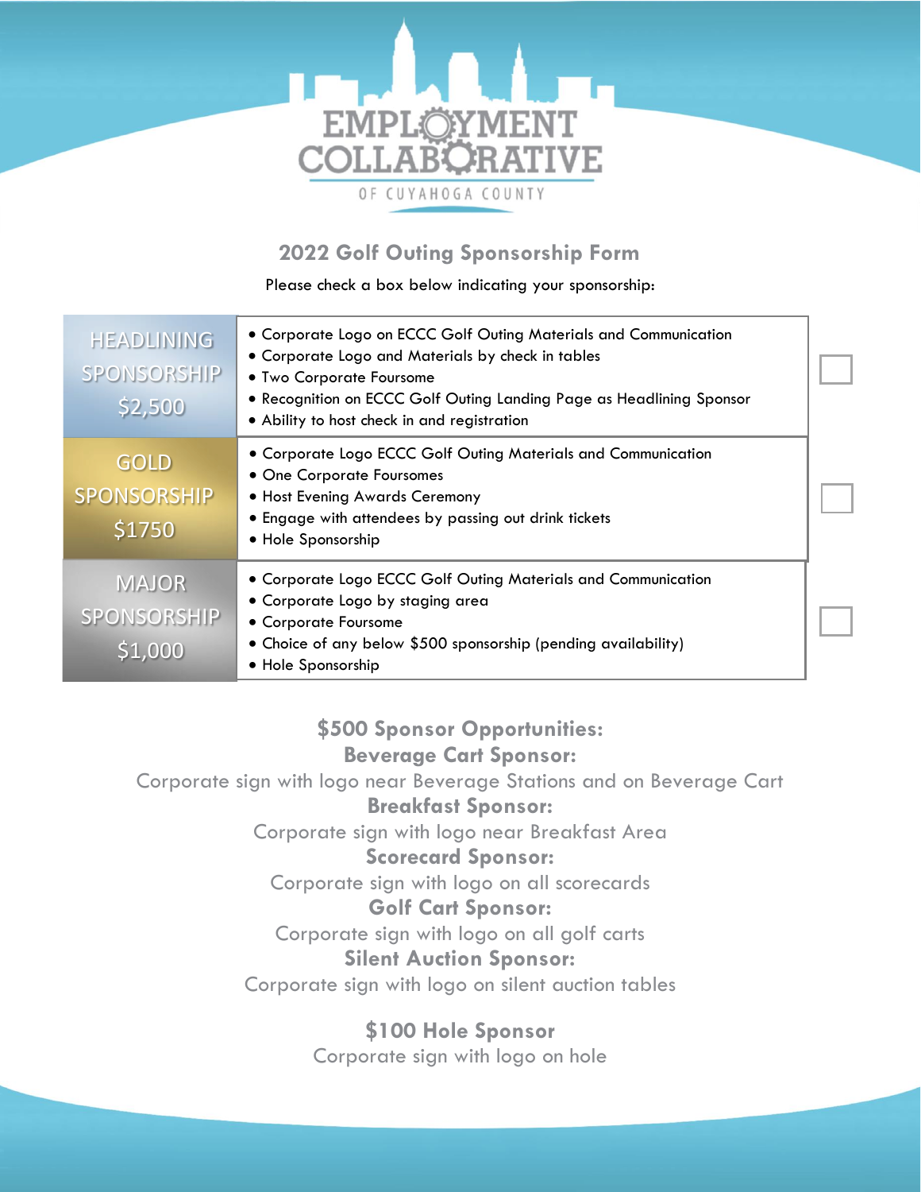EMPLOYMENT COLLABORATIVE OF CUYAHOGA COUNTY

## 2022 Golf Outing Sponsorship Form

Please check a box below indicating your sponsorship:

| | | |
|---|---|---|
| HEADLINING SPONSORSHIP $2,500 | • Corporate Logo on ECCC Golf Outing Materials and Communication<br>• Corporate Logo and Materials by check in tables<br>• Two Corporate Foursome<br>• Recognition on ECCC Golf Outing Landing Page as Headlining Sponsor<br>• Ability to host check in and registration | ☐ |
| GOLD SPONSORSHIP $1750 | • Corporate Logo ECCC Golf Outing Materials and Communication<br>• One Corporate Foursomes<br>• Host Evening Awards Ceremony<br>• Engage with attendees by passing out drink tickets<br>• Hole Sponsorship | ☐ |
| MAJOR SPONSORSHIP $1,000 | • Corporate Logo ECCC Golf Outing Materials and Communication<br>• Corporate Logo by staging area<br>• Corporate Foursome<br>• Choice of any below $500 sponsorship (pending availability)<br>• Hole Sponsorship | ☐ |

### $500 Sponsor Opportunities:

**Beverage Cart Sponsor:**
Corporate sign with logo near Beverage Stations and on Beverage Cart

**Breakfast Sponsor:**
Corporate sign with logo near Breakfast Area

**Scorecard Sponsor:**
Corporate sign with logo on all scorecards

**Golf Cart Sponsor:**
Corporate sign with logo on all golf carts

**Silent Auction Sponsor:**
Corporate sign with logo on silent auction tables

### $100 Hole Sponsor

Corporate sign with logo on hole